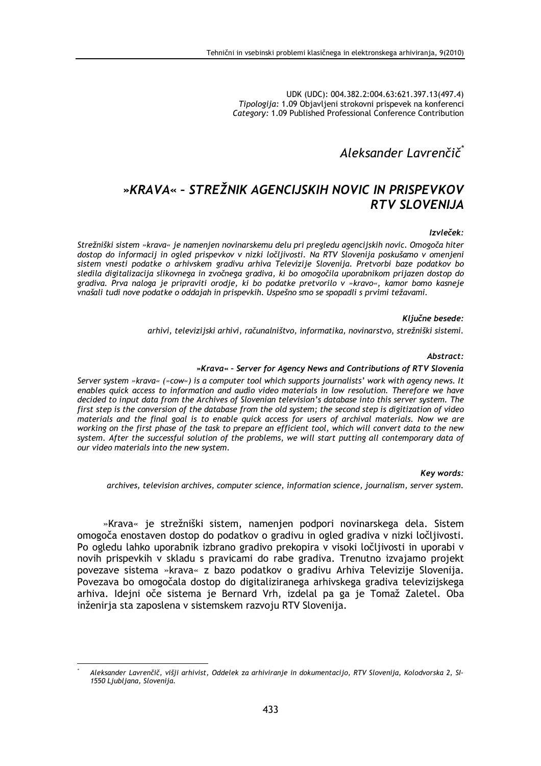UDK (UDC): 004.382.2:004.63:621.397.13(497.4)
*Tipologija:* 1.09 Objavljeni strokovni prispevek na konferenci
*Category:* 1.09 Published Professional Conference Contribution

*Aleksander Lavrenčič*[*]

# *»KRAVA« – STREŽNIK AGENCIJSKIH NOVIC IN PRISPEVKOV RTV SLOVENIJA*

***Izvleček:***

*Strežniški sistem »krava« je namenjen novinarskemu delu pri pregledu agencijskih novic. Omogoča hiter dostop do informacij in ogled prispevkov v nizki ločljivosti. Na RTV Slovenija poskušamo v omenjeni sistem vnesti podatke o arhivskem gradivu arhiva Televizije Slovenija. Pretvorbi baze podatkov bo sledila digitalizacija slikovnega in zvočnega gradiva, ki bo omogočila uporabnikom prijazen dostop do gradiva. Prva naloga je pripraviti orodje, ki bo podatke pretvorilo v »kravo«, kamor bomo kasneje vnašali tudi nove podatke o oddajah in prispevkih. Uspešno smo se spopadli s prvimi težavami.*

***Ključne besede:***

*arhivi, televizijski arhivi, računalništvo, informatika, novinarstvo, strežniški sistemi.*

***Abstract:***

***»Krava« – Server for Agency News and Contributions of RTV Slovenia***

*Server system »krava« (»cow«) is a computer tool which supports journalists' work with agency news. It enables quick access to information and audio video materials in low resolution. Therefore we have decided to input data from the Archives of Slovenian television's database into this server system. The first step is the conversion of the database from the old system; the second step is digitization of video materials and the final goal is to enable quick access for users of archival materials. Now we are working on the first phase of the task to prepare an efficient tool, which will convert data to the new system. After the successful solution of the problems, we will start putting all contemporary data of our video materials into the new system.*

***Key words:***

*archives, television archives, computer science, information science, journalism, server system.*

»Krava« je strežniški sistem, namenjen podpori novinarskega dela. Sistem omogoča enostaven dostop do podatkov o gradivu in ogled gradiva v nizki ločljivosti. Po ogledu lahko uporabnik izbrano gradivo prekopira v visoki ločljivosti in uporabi v novih prispevkih v skladu s pravicami do rabe gradiva. Trenutno izvajamo projekt povezave sistema »krava« z bazo podatkov o gradivu Arhiva Televizije Slovenija. Povezava bo omogočala dostop do digitaliziranega arhivskega gradiva televizijskega arhiva. Idejni oče sistema je Bernard Vrh, izdelal pa ga je Tomaž Zaletel. Oba inženirja sta zaposlena v sistemskem razvoju RTV Slovenija.

---

[*] *Aleksander Lavrenčič, višji arhivist, Oddelek za arhiviranje in dokumentacijo, RTV Slovenija, Kolodvorska 2, SI-1550 Ljubljana, Slovenija.*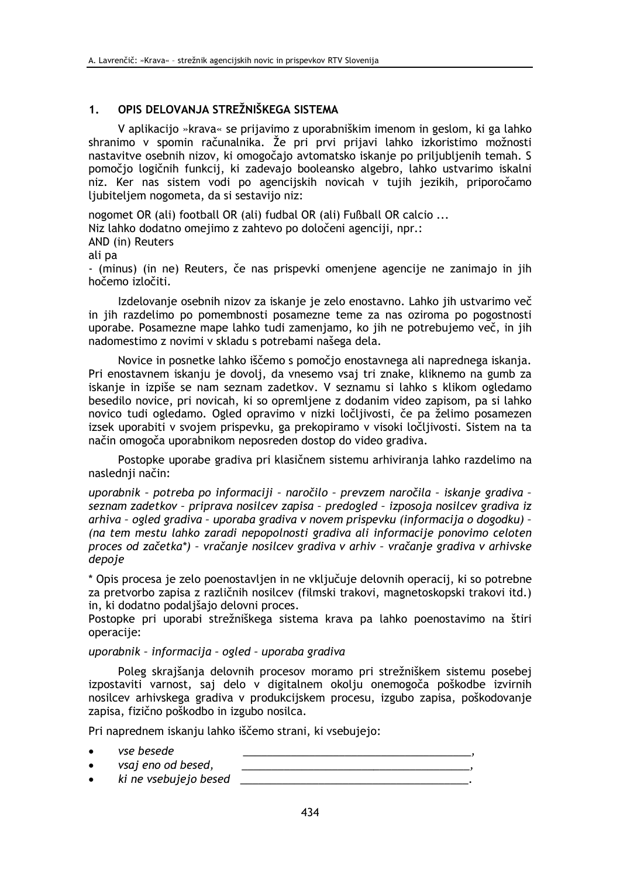## 1. OPIS DELOVANJA STREŽNIŠKEGA SISTEMA

V aplikacijo »krava« se prijavimo z uporabniškim imenom in geslom, ki ga lahko shranimo v spomin računalnika. Že pri prvi prijavi lahko izkoristimo možnosti nastavitve osebnih nizov, ki omogočajo avtomatsko iskanje po priljubljenih temah. S pomočjo logičnih funkcij, ki zadevajo booleansko algebro, lahko ustvarimo iskalni niz. Ker nas sistem vodi po agencijskih novicah v tujih jezikih, priporočamo ljubiteljem nogometa, da si sestavijo niz:

nogomet OR (ali) football OR (ali) fudbal OR (ali) Fußball OR calcio ...
Niz lahko dodatno omejimo z zahtevo po določeni agenciji, npr.:
AND (in) Reuters
ali pa
- (minus) (in ne) Reuters, če nas prispevki omenjene agencije ne zanimajo in jih hočemo izločiti.

Izdelovanje osebnih nizov za iskanje je zelo enostavno. Lahko jih ustvarimo več in jih razdelimo po pomembnosti posamezne teme za nas oziroma po pogostnosti uporabe. Posamezne mape lahko tudi zamenjamo, ko jih ne potrebujemo več, in jih nadomestimo z novimi v skladu s potrebami našega dela.

Novice in posnetke lahko iščemo s pomočjo enostavnega ali naprednega iskanja. Pri enostavnem iskanju je dovolj, da vnesemo vsaj tri znake, kliknemo na gumb za iskanje in izpiše se nam seznam zadetkov. V seznamu si lahko s klikom ogledamo besedilo novice, pri novicah, ki so opremljene z dodanim video zapisom, pa si lahko novico tudi ogledamo. Ogled opravimo v nizki ločljivosti, če pa želimo posamezen izsek uporabiti v svojem prispevku, ga prekopiramo v visoki ločljivosti. Sistem na ta način omogoča uporabnikom neposreden dostop do video gradiva.

Postopke uporabe gradiva pri klasičnem sistemu arhiviranja lahko razdelimo na naslednji način:

*uporabnik – potreba po informaciji – naročilo – prevzem naročila – iskanje gradiva – seznam zadetkov – priprava nosilcev zapisa – predogled – izposoja nosilcev gradiva iz arhiva – ogled gradiva – uporaba gradiva v novem prispevku (informacija o dogodku) – (na tem mestu lahko zaradi nepopolnosti gradiva ali informacije ponovimo celoten proces od začetka\*) – vračanje nosilcev gradiva v arhiv – vračanje gradiva v arhivske depoje*

\* Opis procesa je zelo poenostavljen in ne vključuje delovnih operacij, ki so potrebne za pretvorbo zapisa z različnih nosilcev (filmski trakovi, magnetoskopski trakovi itd.) in, ki dodatno podaljšajo delovni proces.
Postopke pri uporabi strežniškega sistema krava pa lahko poenostavimo na štiri operacije:

*uporabnik – informacija – ogled – uporaba gradiva*

Poleg skrajšanja delovnih procesov moramo pri strežniškem sistemu posebej izpostaviti varnost, saj delo v digitalnem okolju onemogoča poškodbe izvirnih nosilcev arhivskega gradiva v produkcijskem procesu, izgubo zapisa, poškodovanje zapisa, fizično poškodbo in izgubo nosilca.

Pri naprednem iskanju lahko iščemo strani, ki vsebujejo:

- *vse besede* _______________________________________,
- *vsaj eno od besed,* _______________________________________,
- *ki ne vsebujejo besed* _______________________________________.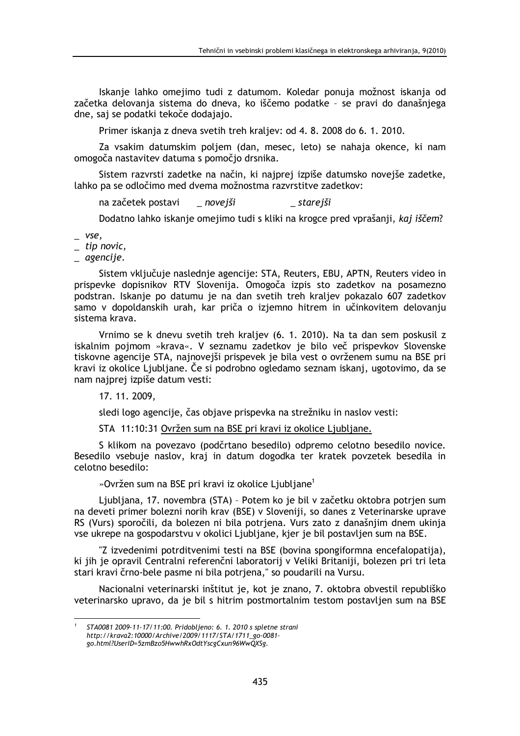Iskanje lahko omejimo tudi z datumom. Koledar ponuja možnost iskanja od začetka delovanja sistema do dneva, ko iščemo podatke – se pravi do današnjega dne, saj se podatki tekoče dodajajo.

Primer iskanja z dneva svetih treh kraljev: od 4. 8. 2008 do 6. 1. 2010.

Za vsakim datumskim poljem (dan, mesec, leto) se nahaja okence, ki nam omogoča nastavitev datuma s pomočjo drsnika.

Sistem razvrsti zadetke na način, ki najprej izpiše datumsko novejše zadetke, lahko pa se odločimo med dvema možnostma razvrstitve zadetkov:

na začetek postavi _ *novejši* _ *starejši*

Dodatno lahko iskanje omejimo tudi s kliki na krogce pred vprašanji, *kaj iščem*?

_ *vse*,
_ *tip novic*,
_ *agencije*.

Sistem vključuje naslednje agencije: STA, Reuters, EBU, APTN, Reuters video in prispevke dopisnikov RTV Slovenija. Omogoča izpis sto zadetkov na posamezno podstran. Iskanje po datumu je na dan svetih treh kraljev pokazalo 607 zadetkov samo v dopoldanskih urah, kar priča o izjemno hitrem in učinkovitem delovanju sistema krava.

Vrnimo se k dnevu svetih treh kraljev (6. 1. 2010). Na ta dan sem poskusil z iskalnim pojmom »krava«. V seznamu zadetkov je bilo več prispevkov Slovenske tiskovne agencije STA, najnovejši prispevek je bila vest o ovrženem sumu na BSE pri kravi iz okolice Ljubljane. Če si podrobno ogledamo seznam iskanj, ugotovimo, da se nam najprej izpiše datum vesti:

17. 11. 2009,

sledi logo agencije, čas objave prispevka na strežniku in naslov vesti:

STA 11:10:31 Ovržen sum na BSE pri kravi iz okolice Ljubljane.

S klikom na povezavo (podčrtano besedilo) odpremo celotno besedilo novice. Besedilo vsebuje naslov, kraj in datum dogodka ter kratek povzetek besedila in celotno besedilo:

»Ovržen sum na BSE pri kravi iz okolice Ljubljane[1]

Ljubljana, 17. novembra (STA) – Potem ko je bil v začetku oktobra potrjen sum na deveti primer bolezni norih krav (BSE) v Sloveniji, so danes z Veterinarske uprave RS (Vurs) sporočili, da bolezen ni bila potrjena. Vurs zato z današnjim dnem ukinja vse ukrepe na gospodarstvu v okolici Ljubljane, kjer je bil postavljen sum na BSE.

"Z izvedenimi potrditvenimi testi na BSE (bovina spongiformna encefalopatija), ki jih je opravil Centralni referenčni laboratorij v Veliki Britaniji, bolezen pri tri leta stari kravi črno-bele pasme ni bila potrjena," so poudarili na Vursu.

Nacionalni veterinarski inštitut je, kot je znano, 7. oktobra obvestil republiško veterinarsko upravo, da je bil s hitrim postmortalnim testom postavljen sum na BSE

---

[1] *STA0081 2009-11-17/11:00. Pridobljeno: 6. 1. 2010 s spletne strani http://krava2:10000/Archive/2009/1117/STA/1711_go-0081-go.html?UserID=5zmBzo5HwwhRxOdtYscgCxun96WwQXSg.*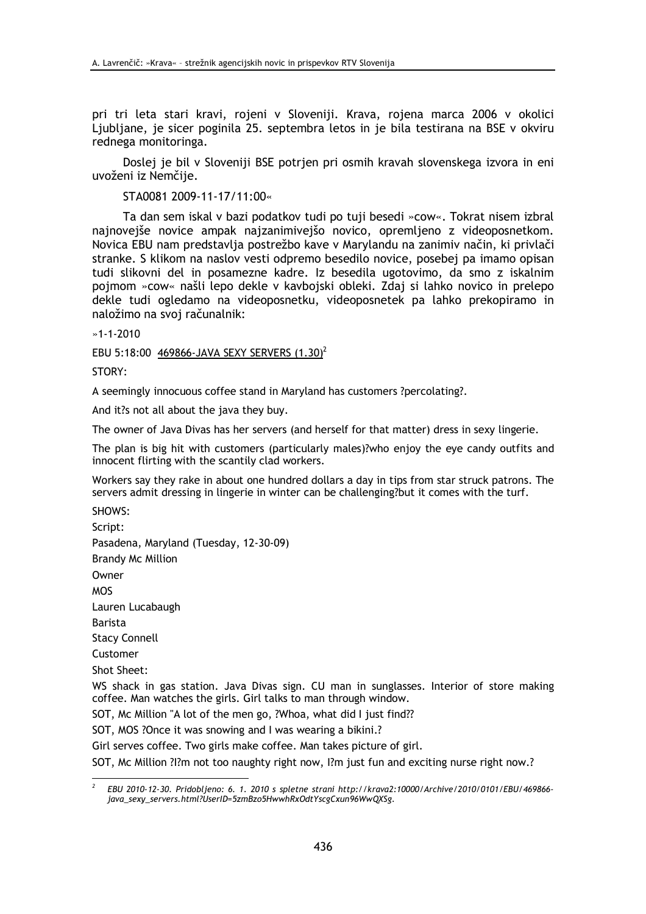pri tri leta stari kravi, rojeni v Sloveniji. Krava, rojena marca 2006 v okolici Ljubljane, je sicer poginila 25. septembra letos in je bila testirana na BSE v okviru rednega monitoringa.

Doslej je bil v Sloveniji BSE potrjen pri osmih kravah slovenskega izvora in eni uvoženi iz Nemčije.

STA0081 2009-11-17/11:00«

Ta dan sem iskal v bazi podatkov tudi po tuji besedi »cow«. Tokrat nisem izbral najnovejše novice ampak najzanimivejšo novico, opremljeno z videoposnetkom. Novica EBU nam predstavlja postrežbo kave v Marylandu na zanimiv način, ki privlači stranke. S klikom na naslov vesti odpremo besedilo novice, posebej pa imamo opisan tudi slikovni del in posamezne kadre. Iz besedila ugotovimo, da smo z iskalnim pojmom »cow« našli lepo dekle v kavbojski obleki. Zdaj si lahko novico in prelepo dekle tudi ogledamo na videoposnetku, videoposnetek pa lahko prekopiramo in naložimo na svoj računalnik:

»1-1-2010

EBU 5:18:00 469866-JAVA SEXY SERVERS (1.30)[2]

STORY:

A seemingly innocuous coffee stand in Maryland has customers ?percolating?.

And it?s not all about the java they buy.

The owner of Java Divas has her servers (and herself for that matter) dress in sexy lingerie.

The plan is big hit with customers (particularly males)?who enjoy the eye candy outfits and innocent flirting with the scantily clad workers.

Workers say they rake in about one hundred dollars a day in tips from star struck patrons. The servers admit dressing in lingerie in winter can be challenging?but it comes with the turf.

SHOWS:

Script:

Pasadena, Maryland (Tuesday, 12-30-09)

Brandy Mc Million

Owner

MOS

Lauren Lucabaugh

Barista

Stacy Connell

Customer

Shot Sheet:

WS shack in gas station. Java Divas sign. CU man in sunglasses. Interior of store making coffee. Man watches the girls. Girl talks to man through window.

SOT, Mc Million "A lot of the men go, ?Whoa, what did I just find??

SOT, MOS ?Once it was snowing and I was wearing a bikini.?

Girl serves coffee. Two girls make coffee. Man takes picture of girl.

SOT, Mc Million ?I?m not too naughty right now, I?m just fun and exciting nurse right now.?

---

[2] *EBU 2010-12-30. Pridobljeno: 6. 1. 2010 s spletne strani http://krava2:10000/Archive/2010/0101/EBU/469866-java_sexy_servers.html?UserID=5zmBzo5HwwhRxOdtYscgCxun96WwQXSg.*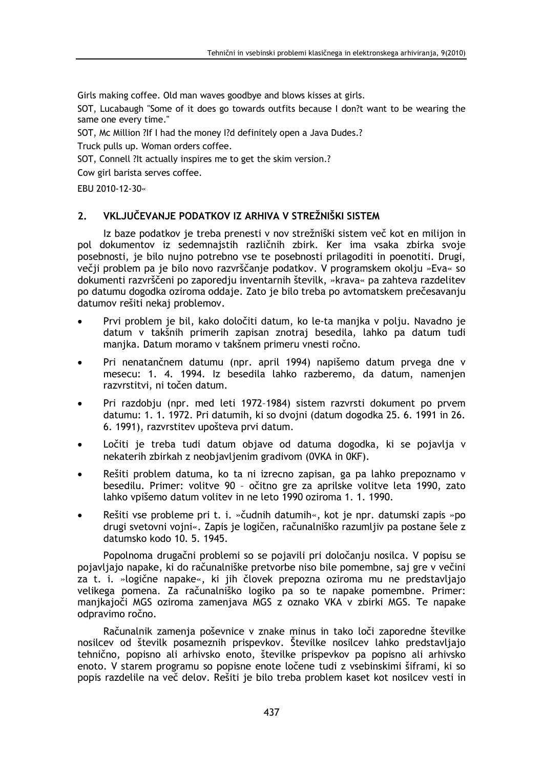Girls making coffee. Old man waves goodbye and blows kisses at girls.

SOT, Lucabaugh "Some of it does go towards outfits because I don?t want to be wearing the same one every time."

SOT, Mc Million ?If I had the money I?d definitely open a Java Dudes.?

Truck pulls up. Woman orders coffee.

SOT, Connell ?It actually inspires me to get the skim version.?

Cow girl barista serves coffee.

EBU 2010-12-30«

## 2. VKLJUČEVANJE PODATKOV IZ ARHIVA V STREŽNIŠKI SISTEM

Iz baze podatkov je treba prenesti v nov strežniški sistem več kot en milijon in pol dokumentov iz sedemnajstih različnih zbirk. Ker ima vsaka zbirka svoje posebnosti, je bilo nujno potrebno vse te posebnosti prilagoditi in poenotiti. Drugi, večji problem pa je bilo novo razvrščanje podatkov. V programskem okolju »Eva« so dokumenti razvrščeni po zaporedju inventarnih številk, »krava« pa zahteva razdelitev po datumu dogodka oziroma oddaje. Zato je bilo treba po avtomatskem prečesavanju datumov rešiti nekaj problemov.

- Prvi problem je bil, kako določiti datum, ko le-ta manjka v polju. Navadno je datum v takšnih primerih zapisan znotraj besedila, lahko pa datum tudi manjka. Datum moramo v takšnem primeru vnesti ročno.
- Pri nenatančnem datumu (npr. april 1994) napišemo datum prvega dne v mesecu: 1. 4. 1994. Iz besedila lahko razberemo, da datum, namenjen razvrstitvi, ni točen datum.
- Pri razdobju (npr. med leti 1972–1984) sistem razvrsti dokument po prvem datumu: 1. 1. 1972. Pri datumih, ki so dvojni (datum dogodka 25. 6. 1991 in 26. 6. 1991), razvrstitev upošteva prvi datum.
- Ločiti je treba tudi datum objave od datuma dogodka, ki se pojavlja v nekaterih zbirkah z neobjavljenim gradivom (0VKA in 0KF).
- Rešiti problem datuma, ko ta ni izrecno zapisan, ga pa lahko prepoznamo v besedilu. Primer: volitve 90 – očitno gre za aprilske volitve leta 1990, zato lahko vpišemo datum volitev in ne leto 1990 oziroma 1. 1. 1990.
- Rešiti vse probleme pri t. i. »čudnih datumih«, kot je npr. datumski zapis »po drugi svetovni vojni«. Zapis je logičen, računalniško razumljiv pa postane šele z datumsko kodo 10. 5. 1945.

Popolnoma drugačni problemi so se pojavili pri določanju nosilca. V popisu se pojavljajo napake, ki do računalniške pretvorbe niso bile pomembne, saj gre v večini za t. i. »logične napake«, ki jih človek prepozna oziroma mu ne predstavljajo velikega pomena. Za računalniško logiko pa so te napake pomembne. Primer: manjkajoči MGS oziroma zamenjava MGS z oznako VKA v zbirki MGS. Te napake odpravimo ročno.

Računalnik zamenja poševnice v znake minus in tako loči zaporedne številke nosilcev od številk posameznih prispevkov. Številke nosilcev lahko predstavljajo tehnično, popisno ali arhivsko enoto, številke prispevkov pa popisno ali arhivsko enoto. V starem programu so popisne enote ločene tudi z vsebinskimi šiframi, ki so popis razdelile na več delov. Rešiti je bilo treba problem kaset kot nosilcev vesti in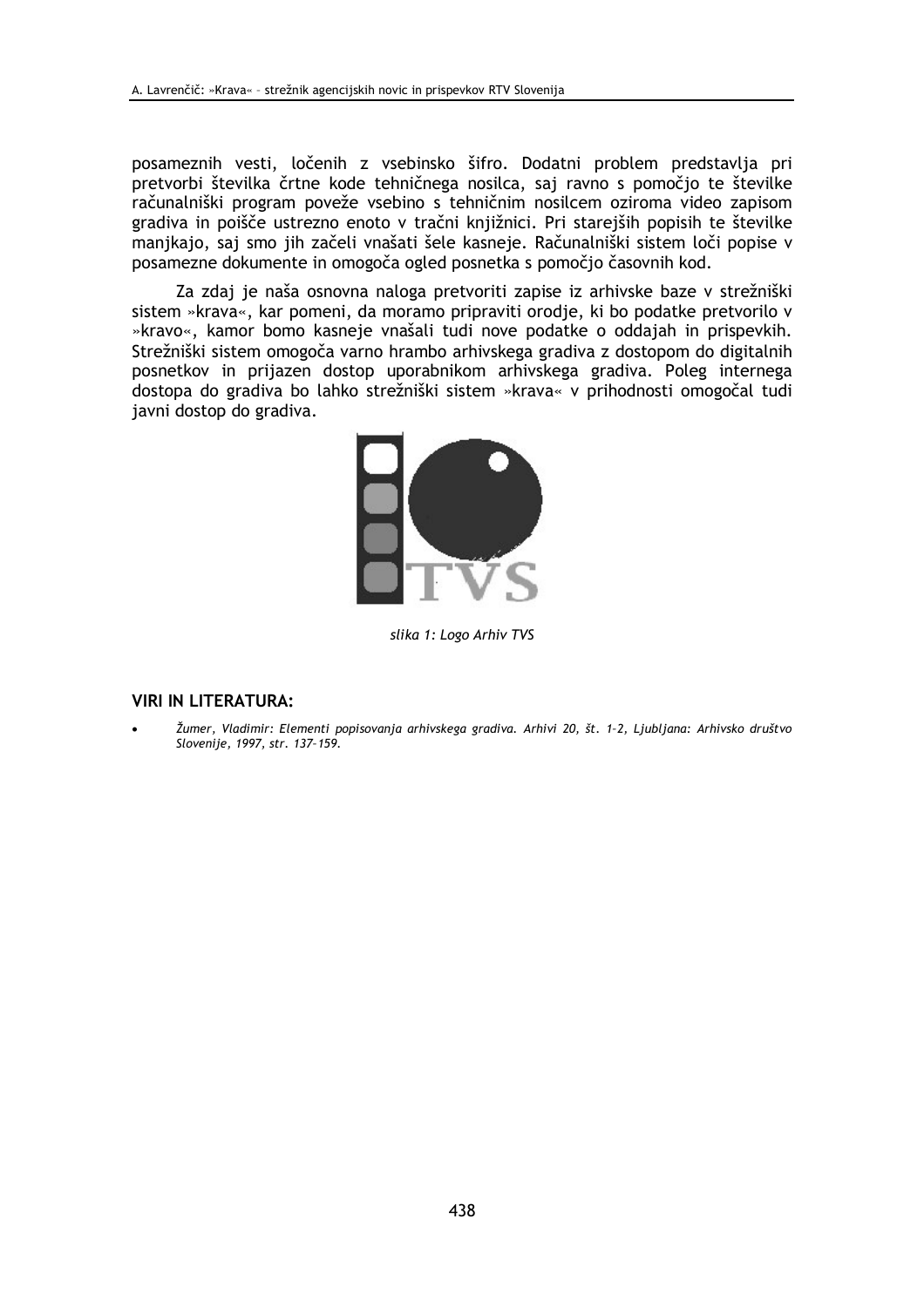posameznih vesti, ločenih z vsebinsko šifro. Dodatni problem predstavlja pri pretvorbi številka črtne kode tehničnega nosilca, saj ravno s pomočjo te številke računalniški program poveže vsebino s tehničnim nosilcem oziroma video zapisom gradiva in poišče ustrezno enoto v tračni knjižnici. Pri starejših popisih te številke manjkajo, saj smo jih začeli vnašati šele kasneje. Računalniški sistem loči popise v posamezne dokumente in omogoča ogled posnetka s pomočjo časovnih kod.

Za zdaj je naša osnovna naloga pretvoriti zapise iz arhivske baze v strežniški sistem »krava«, kar pomeni, da moramo pripraviti orodje, ki bo podatke pretvorilo v »kravo«, kamor bomo kasneje vnašali tudi nove podatke o oddajah in prispevkih. Strežniški sistem omogoča varno hrambo arhivskega gradiva z dostopom do digitalnih posnetkov in prijazen dostop uporabnikom arhivskega gradiva. Poleg internega dostopa do gradiva bo lahko strežniški sistem »krava« v prihodnosti omogočal tudi javni dostop do gradiva.

*slika 1: Logo Arhiv TVS*

## VIRI IN LITERATURA:

- *Žumer, Vladimir: Elementi popisovanja arhivskega gradiva. Arhivi 20, št. 1–2, Ljubljana: Arhivsko društvo Slovenije, 1997, str. 137–159.*